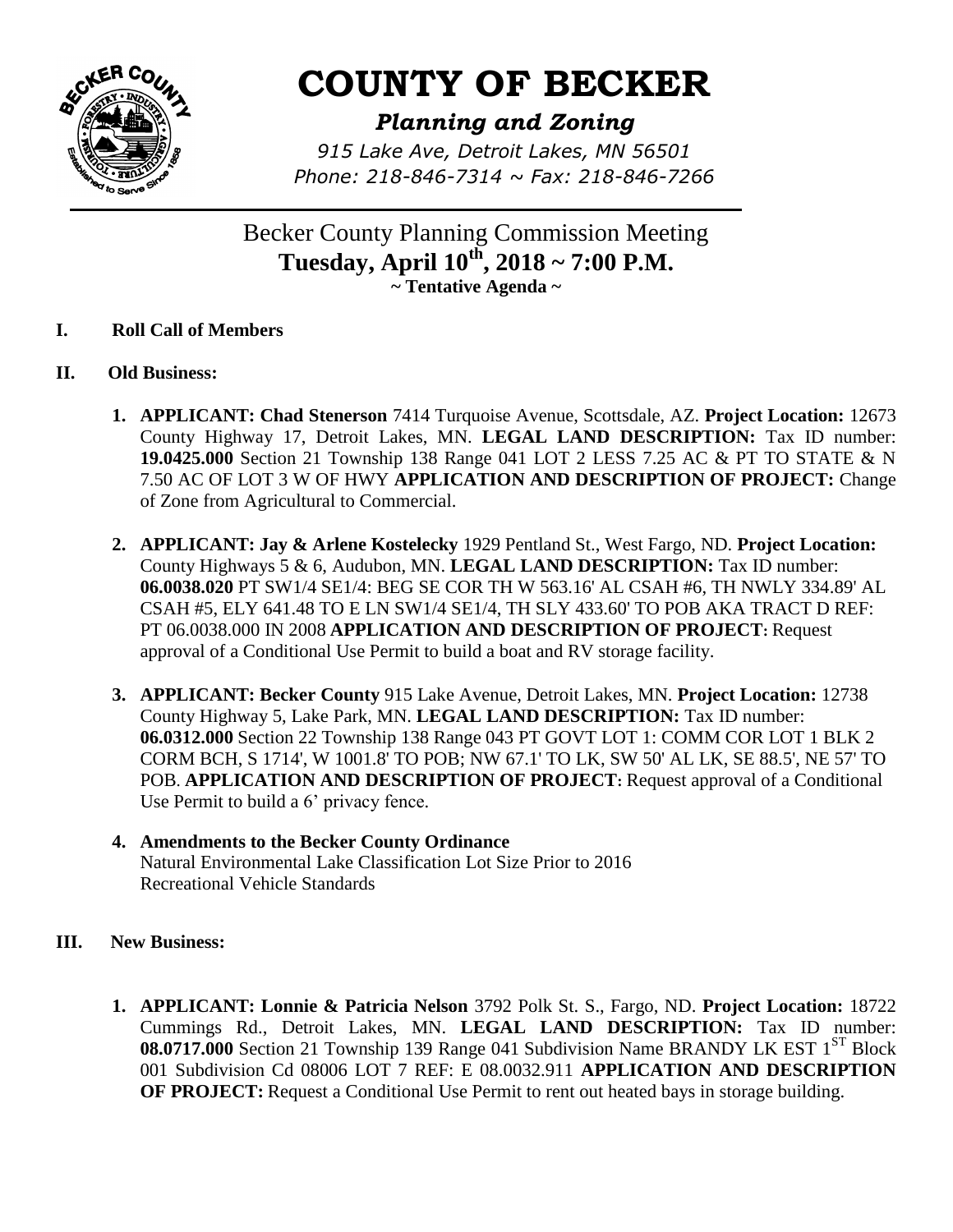# COUNTY OF BECKER

## *Planning and Zoning*

*915 Lake Ave, Detroit Lakes, MN 56501*
*Phone: 218-846-7314 ~ Fax: 218-846-7266*

Becker County Planning Commission Meeting
**Tuesday, April 10th, 2018 ~ 7:00 P.M.**
**~ Tentative Agenda ~**

**I. Roll Call of Members**

**II. Old Business:**

1. **APPLICANT: Chad Stenerson** 7414 Turquoise Avenue, Scottsdale, AZ. **Project Location:** 12673 County Highway 17, Detroit Lakes, MN. **LEGAL LAND DESCRIPTION:** Tax ID number: **19.0425.000** Section 21 Township 138 Range 041 LOT 2 LESS 7.25 AC & PT TO STATE & N 7.50 AC OF LOT 3 W OF HWY **APPLICATION AND DESCRIPTION OF PROJECT:** Change of Zone from Agricultural to Commercial.

2. **APPLICANT: Jay & Arlene Kostelecky** 1929 Pentland St., West Fargo, ND. **Project Location:** County Highways 5 & 6, Audubon, MN. **LEGAL LAND DESCRIPTION:** Tax ID number: **06.0038.020** PT SW1/4 SE1/4: BEG SE COR TH W 563.16' AL CSAH #6, TH NWLY 334.89' AL CSAH #5, ELY 641.48 TO E LN SW1/4 SE1/4, TH SLY 433.60' TO POB AKA TRACT D REF: PT 06.0038.000 IN 2008 **APPLICATION AND DESCRIPTION OF PROJECT:** Request approval of a Conditional Use Permit to build a boat and RV storage facility.

3. **APPLICANT: Becker County** 915 Lake Avenue, Detroit Lakes, MN. **Project Location:** 12738 County Highway 5, Lake Park, MN. **LEGAL LAND DESCRIPTION:** Tax ID number: **06.0312.000** Section 22 Township 138 Range 043 PT GOVT LOT 1: COMM COR LOT 1 BLK 2 CORM BCH, S 1714', W 1001.8' TO POB; NW 67.1' TO LK, SW 50' AL LK, SE 88.5', NE 57' TO POB. **APPLICATION AND DESCRIPTION OF PROJECT:** Request approval of a Conditional Use Permit to build a 6' privacy fence.

4. **Amendments to the Becker County Ordinance**
   Natural Environmental Lake Classification Lot Size Prior to 2016
   Recreational Vehicle Standards

**III. New Business:**

1. **APPLICANT: Lonnie & Patricia Nelson** 3792 Polk St. S., Fargo, ND. **Project Location:** 18722 Cummings Rd., Detroit Lakes, MN. **LEGAL LAND DESCRIPTION:** Tax ID number: **08.0717.000** Section 21 Township 139 Range 041 Subdivision Name BRANDY LK EST 1ST Block 001 Subdivision Cd 08006 LOT 7 REF: E 08.0032.911 **APPLICATION AND DESCRIPTION OF PROJECT:** Request a Conditional Use Permit to rent out heated bays in storage building.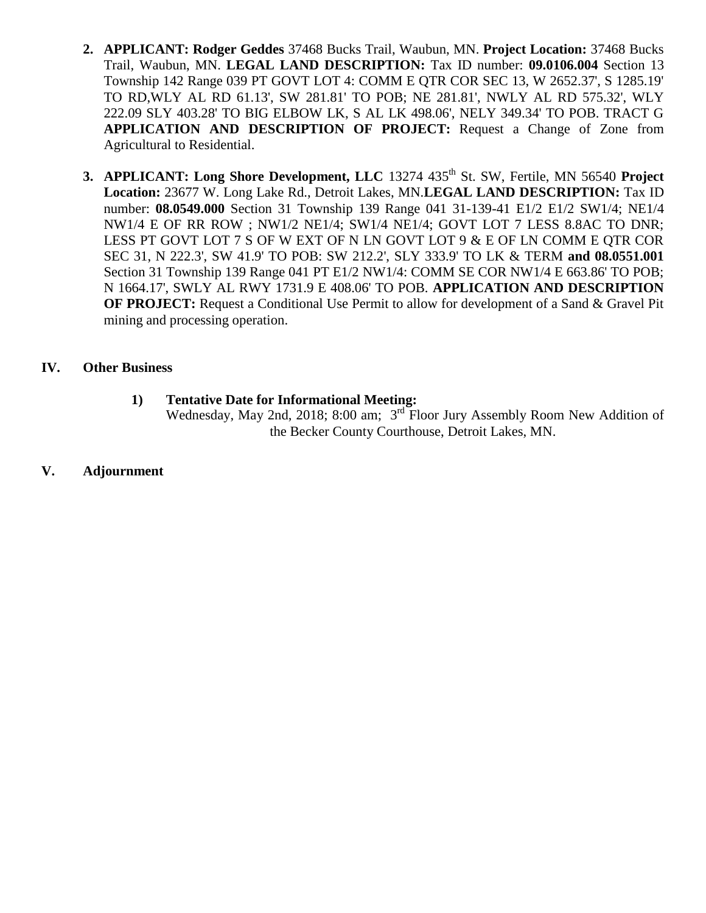2. **APPLICANT: Rodger Geddes** 37468 Bucks Trail, Waubun, MN. **Project Location:** 37468 Bucks Trail, Waubun, MN. **LEGAL LAND DESCRIPTION:** Tax ID number: **09.0106.004** Section 13 Township 142 Range 039 PT GOVT LOT 4: COMM E QTR COR SEC 13, W 2652.37', S 1285.19' TO RD,WLY AL RD 61.13', SW 281.81' TO POB; NE 281.81', NWLY AL RD 575.32', WLY 222.09 SLY 403.28' TO BIG ELBOW LK, S AL LK 498.06', NELY 349.34' TO POB. TRACT G **APPLICATION AND DESCRIPTION OF PROJECT:** Request a Change of Zone from Agricultural to Residential.

3. **APPLICANT: Long Shore Development, LLC** 13274 435th St. SW, Fertile, MN 56540 **Project Location:** 23677 W. Long Lake Rd., Detroit Lakes, MN.**LEGAL LAND DESCRIPTION:** Tax ID number: **08.0549.000** Section 31 Township 139 Range 041 31-139-41 E1/2 E1/2 SW1/4; NE1/4 NW1/4 E OF RR ROW ; NW1/2 NE1/4; SW1/4 NE1/4; GOVT LOT 7 LESS 8.8AC TO DNR; LESS PT GOVT LOT 7 S OF W EXT OF N LN GOVT LOT 9 & E OF LN COMM E QTR COR SEC 31, N 222.3', SW 41.9' TO POB: SW 212.2', SLY 333.9' TO LK & TERM **and 08.0551.001** Section 31 Township 139 Range 041 PT E1/2 NW1/4: COMM SE COR NW1/4 E 663.86' TO POB; N 1664.17', SWLY AL RWY 1731.9 E 408.06' TO POB. **APPLICATION AND DESCRIPTION OF PROJECT:** Request a Conditional Use Permit to allow for development of a Sand & Gravel Pit mining and processing operation.

## IV. Other Business

**1) Tentative Date for Informational Meeting:**
Wednesday, May 2nd, 2018; 8:00 am; 3rd Floor Jury Assembly Room New Addition of the Becker County Courthouse, Detroit Lakes, MN.

## V. Adjournment